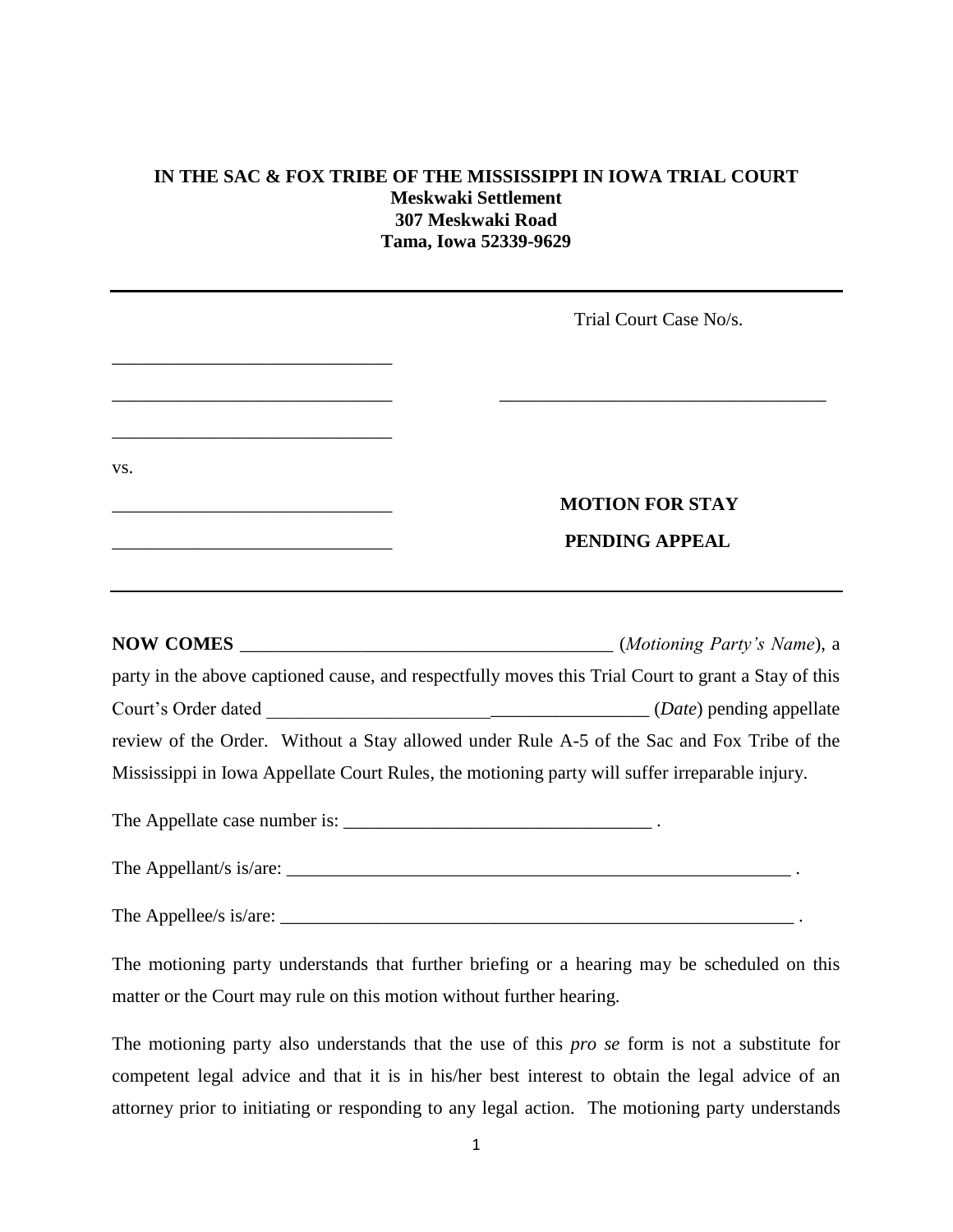**IN THE SAC & FOX TRIBE OF THE MISSISSIPPI IN IOWA TRIAL COURT**
**Meskwaki Settlement**
**307 Meskwaki Road**
**Tama, Iowa 52339-9629**

---

| | |
|---|---|
| | Trial Court Case No/s. |
| ______________________________ | |
| ______________________________ | ___________________________________ |
| ______________________________ | |
| vs. | |
| ______________________________ | **MOTION FOR STAY** |
| ______________________________ | **PENDING APPEAL** |

---

**NOW COMES** ________________________________________ (*Motioning Party's Name*), a party in the above captioned cause, and respectfully moves this Trial Court to grant a Stay of this Court's Order dated _________________________________________ (*Date*) pending appellate review of the Order. Without a Stay allowed under Rule A-5 of the Sac and Fox Tribe of the Mississippi in Iowa Appellate Court Rules, the motioning party will suffer irreparable injury.

The Appellate case number is: _________________________________ .

The Appellant/s is/are: _________________________________________________________ .

The Appellee/s is/are: __________________________________________________________ .

The motioning party understands that further briefing or a hearing may be scheduled on this matter or the Court may rule on this motion without further hearing.

The motioning party also understands that the use of this *pro se* form is not a substitute for competent legal advice and that it is in his/her best interest to obtain the legal advice of an attorney prior to initiating or responding to any legal action. The motioning party understands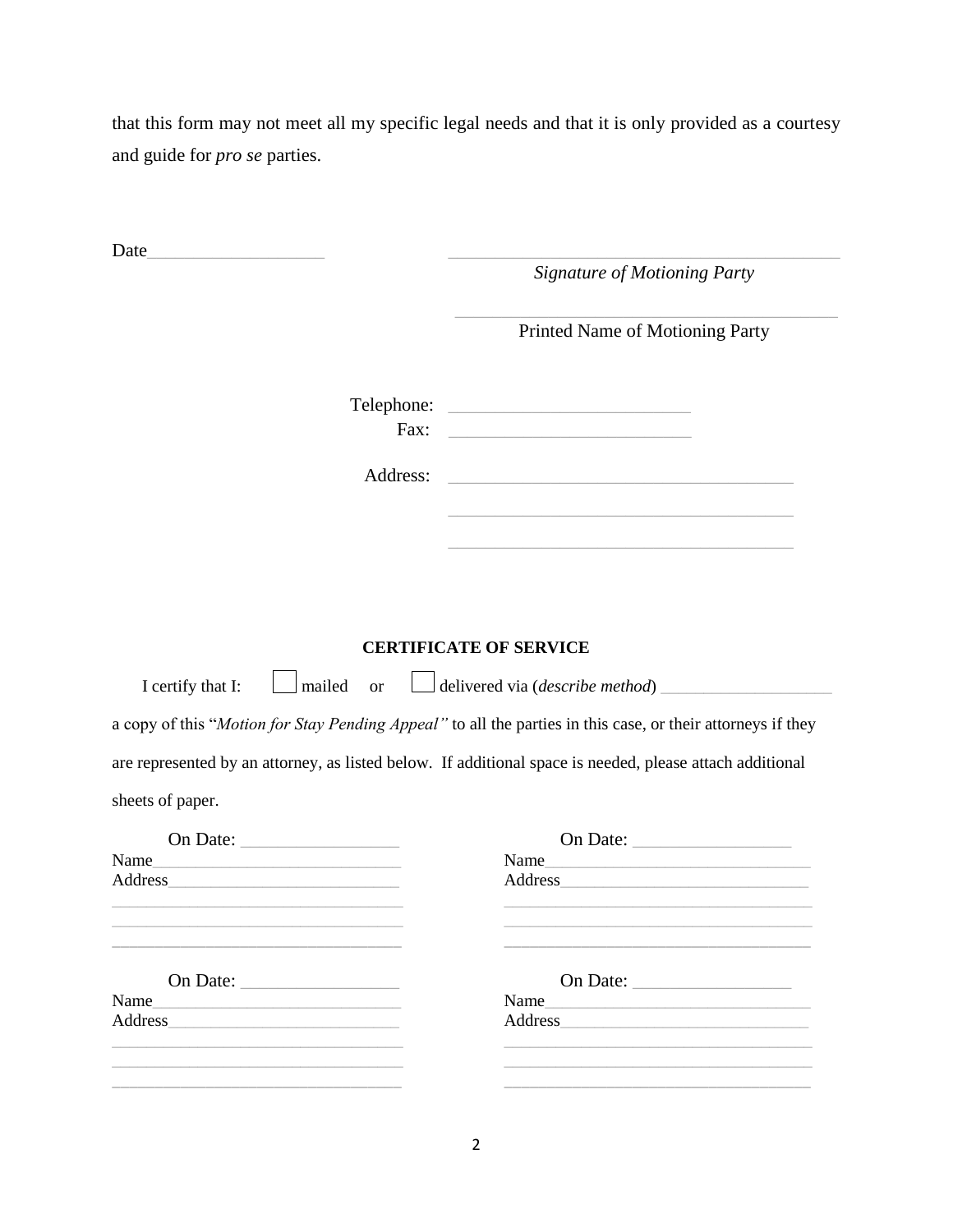that this form may not meet all my specific legal needs and that it is only provided as a courtesy and guide for *pro se* parties.

Date____________________

_____________________________________________
*Signature of Motioning Party*

_____________________________________________
Printed Name of Motioning Party

Telephone: ___________________________
Fax: ___________________________

Address: ________________________________________
________________________________________
________________________________________

**CERTIFICATE OF SERVICE**

I certify that I: ☐ mailed or ☐ delivered via (*describe method*) ____________________ a copy of this "*Motion for Stay Pending Appeal"* to all the parties in this case, or their attorneys if they are represented by an attorney, as listed below. If additional space is needed, please attach additional sheets of paper.

On Date: __________________
Name______________________________
Address____________________________
___________________________________
___________________________________
___________________________________

On Date: __________________
Name______________________________
Address____________________________
___________________________________
___________________________________
___________________________________

On Date: __________________
Name______________________________
Address____________________________
___________________________________
___________________________________
___________________________________

On Date: __________________
Name______________________________
Address____________________________
___________________________________
___________________________________
___________________________________